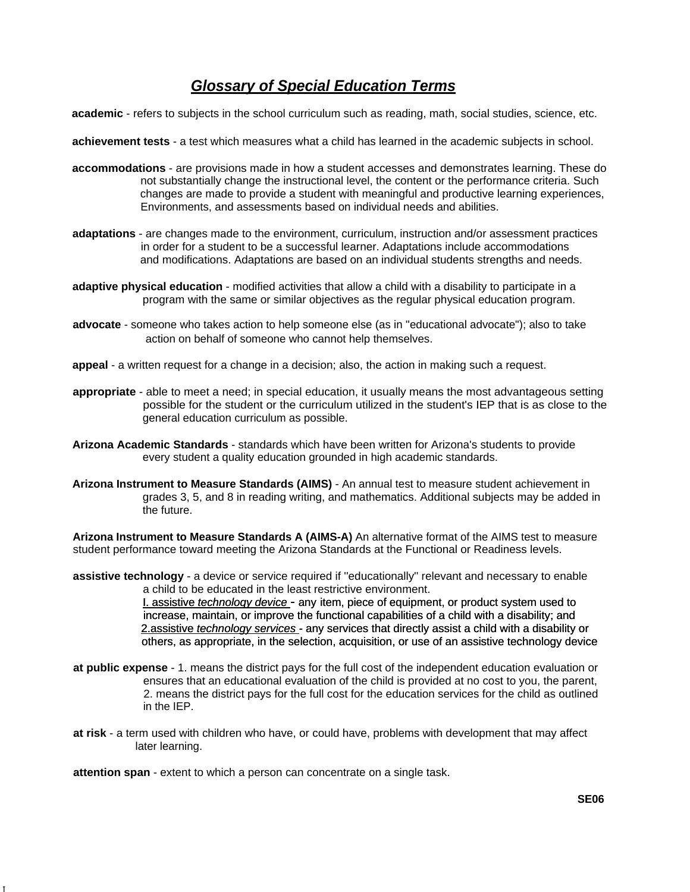# ***Glossary of Special Education Terms***

**academic** - refers to subjects in the school curriculum such as reading, math, social studies, science, etc.

**achievement tests** - a test which measures what a child has learned in the academic subjects in school.

**accommodations** - are provisions made in how a student accesses and demonstrates learning. These do not substantially change the instructional level, the content or the performance criteria. Such changes are made to provide a student with meaningful and productive learning experiences, Environments, and assessments based on individual needs and abilities.

**adaptations** - are changes made to the environment, curriculum, instruction and/or assessment practices in order for a student to be a successful learner. Adaptations include accommodations and modifications. Adaptations are based on an individual students strengths and needs.

**adaptive physical education** - modified activities that allow a child with a disability to participate in a program with the same or similar objectives as the regular physical education program.

**advocate** - someone who takes action to help someone else (as in "educational advocate"); also to take action on behalf of someone who cannot help themselves.

**appeal** - a written request for a change in a decision; also, the action in making such a request.

**appropriate** - able to meet a need; in special education, it usually means the most advantageous setting possible for the student or the curriculum utilized in the student's IEP that is as close to the general education curriculum as possible.

**Arizona Academic Standards** - standards which have been written for Arizona's students to provide every student a quality education grounded in high academic standards.

**Arizona Instrument to Measure Standards (AIMS)** - An annual test to measure student achievement in grades 3, 5, and 8 in reading writing, and mathematics. Additional subjects may be added in the future.

**Arizona Instrument to Measure Standards A (AIMS-A)** An alternative format of the AIMS test to measure student performance toward meeting the Arizona Standards at the Functional or Readiness levels.

**assistive technology** - a device or service required if "educationally" relevant and necessary to enable a child to be educated in the least restrictive environment.

I. assistive *technology device* - any item, piece of equipment, or product system used to increase, maintain, or improve the functional capabilities of a child with a disability; and

2.assistive *technology services* - any services that directly assist a child with a disability or others, as appropriate, in the selection, acquisition, or use of an assistive technology device

**at public expense** - 1. means the district pays for the full cost of the independent education evaluation or ensures that an educational evaluation of the child is provided at no cost to you, the parent, 2. means the district pays for the full cost for the education services for the child as outlined in the IEP.

**at risk** - a term used with children who have, or could have, problems with development that may affect later learning.

**attention span** - extent to which a person can concentrate on a single task.

**SE06**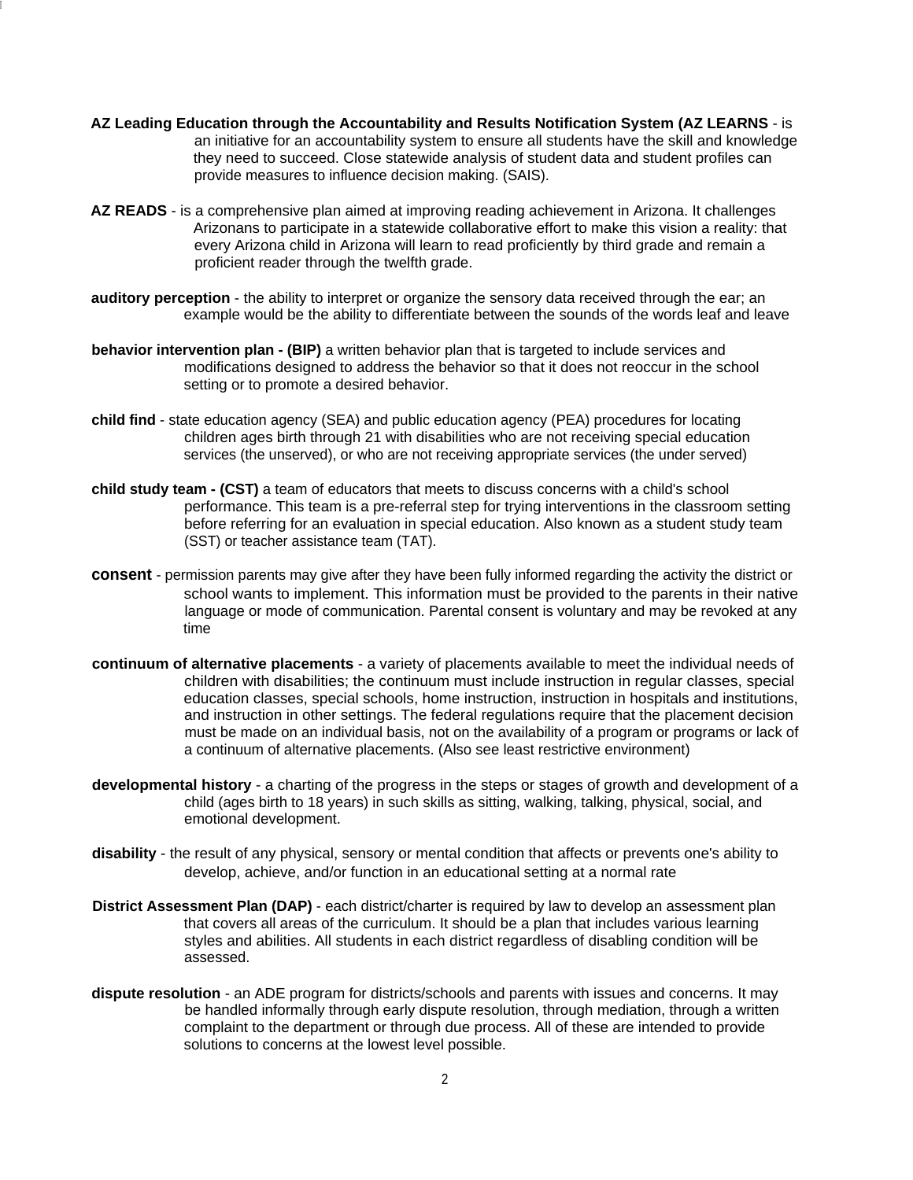**AZ Leading Education through the Accountability and Results Notification System (AZ LEARNS** - is an initiative for an accountability system to ensure all students have the skill and knowledge they need to succeed. Close statewide analysis of student data and student profiles can provide measures to influence decision making. (SAIS).

**AZ READS** - is a comprehensive plan aimed at improving reading achievement in Arizona. It challenges Arizonans to participate in a statewide collaborative effort to make this vision a reality: that every Arizona child in Arizona will learn to read proficiently by third grade and remain a proficient reader through the twelfth grade.

**auditory perception** - the ability to interpret or organize the sensory data received through the ear; an example would be the ability to differentiate between the sounds of the words leaf and leave

**behavior intervention plan - (BIP)** a written behavior plan that is targeted to include services and modifications designed to address the behavior so that it does not reoccur in the school setting or to promote a desired behavior.

**child find** - state education agency (SEA) and public education agency (PEA) procedures for locating children ages birth through 21 with disabilities who are not receiving special education services (the unserved), or who are not receiving appropriate services (the under served)

**child study team - (CST)** a team of educators that meets to discuss concerns with a child's school performance. This team is a pre-referral step for trying interventions in the classroom setting before referring for an evaluation in special education. Also known as a student study team (SST) or teacher assistance team (TAT).

**consent** - permission parents may give after they have been fully informed regarding the activity the district or school wants to implement. This information must be provided to the parents in their native language or mode of communication. Parental consent is voluntary and may be revoked at any time

**continuum of alternative placements** - a variety of placements available to meet the individual needs of children with disabilities; the continuum must include instruction in regular classes, special education classes, special schools, home instruction, instruction in hospitals and institutions, and instruction in other settings. The federal regulations require that the placement decision must be made on an individual basis, not on the availability of a program or programs or lack of a continuum of alternative placements. (Also see least restrictive environment)

**developmental history** - a charting of the progress in the steps or stages of growth and development of a child (ages birth to 18 years) in such skills as sitting, walking, talking, physical, social, and emotional development.

**disability** - the result of any physical, sensory or mental condition that affects or prevents one's ability to develop, achieve, and/or function in an educational setting at a normal rate

**District Assessment Plan (DAP)** - each district/charter is required by law to develop an assessment plan that covers all areas of the curriculum. It should be a plan that includes various learning styles and abilities. All students in each district regardless of disabling condition will be assessed.

**dispute resolution** - an ADE program for districts/schools and parents with issues and concerns. It may be handled informally through early dispute resolution, through mediation, through a written complaint to the department or through due process. All of these are intended to provide solutions to concerns at the lowest level possible.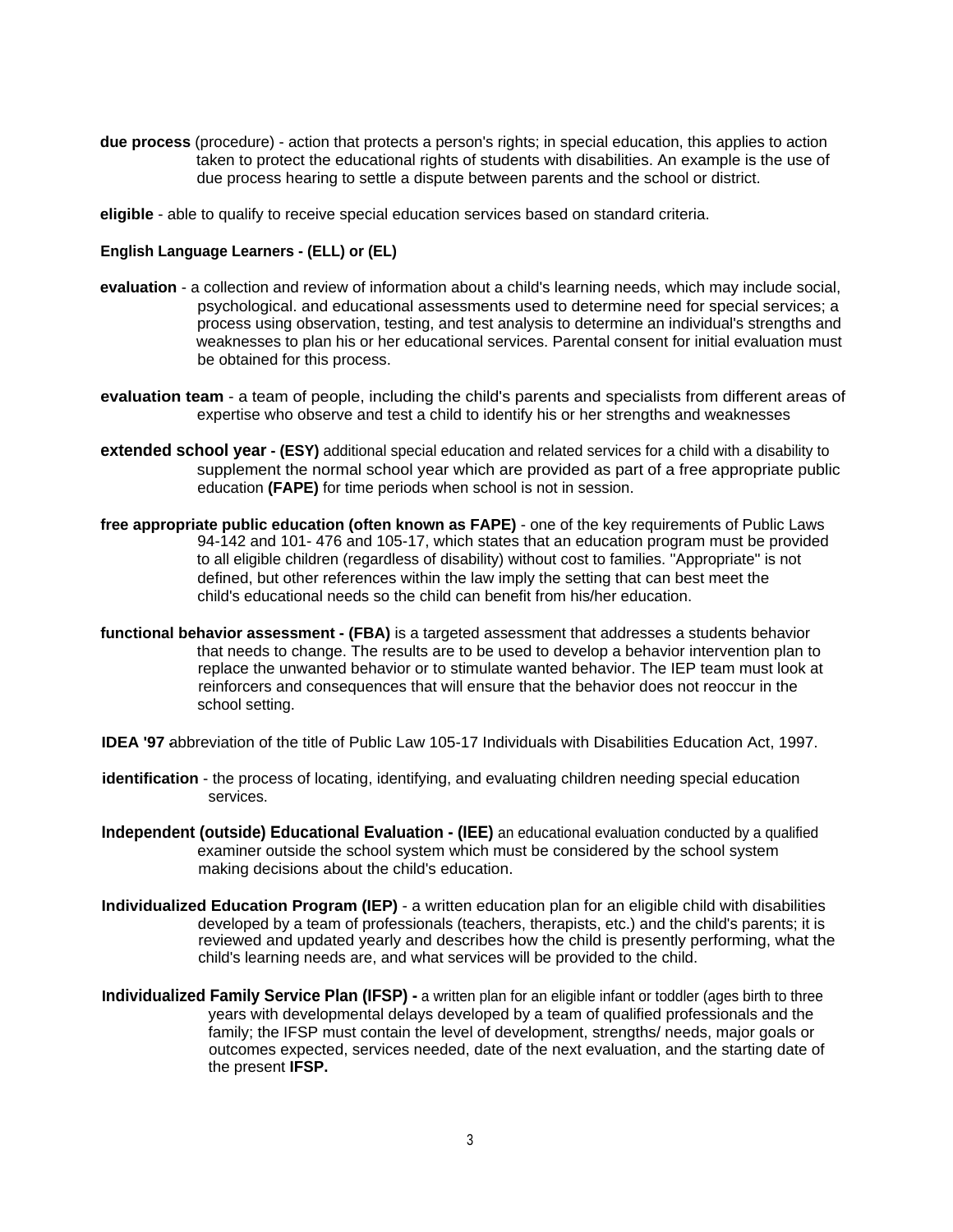**due process** (procedure) - action that protects a person's rights; in special education, this applies to action taken to protect the educational rights of students with disabilities. An example is the use of due process hearing to settle a dispute between parents and the school or district.

**eligible** - able to qualify to receive special education services based on standard criteria.

**English Language Learners - (ELL) or (EL)**

**evaluation** - a collection and review of information about a child's learning needs, which may include social, psychological. and educational assessments used to determine need for special services; a process using observation, testing, and test analysis to determine an individual's strengths and weaknesses to plan his or her educational services. Parental consent for initial evaluation must be obtained for this process.

**evaluation team** - a team of people, including the child's parents and specialists from different areas of expertise who observe and test a child to identify his or her strengths and weaknesses

**extended school year - (ESY)** additional special education and related services for a child with a disability to supplement the normal school year which are provided as part of a free appropriate public education **(FAPE)** for time periods when school is not in session.

**free appropriate public education (often known as FAPE)** - one of the key requirements of Public Laws 94-142 and 101- 476 and 105-17, which states that an education program must be provided to all eligible children (regardless of disability) without cost to families. "Appropriate" is not defined, but other references within the law imply the setting that can best meet the child's educational needs so the child can benefit from his/her education.

**functional behavior assessment - (FBA)** is a targeted assessment that addresses a students behavior that needs to change. The results are to be used to develop a behavior intervention plan to replace the unwanted behavior or to stimulate wanted behavior. The IEP team must look at reinforcers and consequences that will ensure that the behavior does not reoccur in the school setting.

**IDEA '97** abbreviation of the title of Public Law 105-17 Individuals with Disabilities Education Act, 1997.

**identification** - the process of locating, identifying, and evaluating children needing special education services.

**Independent (outside) Educational Evaluation - (IEE)** an educational evaluation conducted by a qualified examiner outside the school system which must be considered by the school system making decisions about the child's education.

**Individualized Education Program (IEP)** - a written education plan for an eligible child with disabilities developed by a team of professionals (teachers, therapists, etc.) and the child's parents; it is reviewed and updated yearly and describes how the child is presently performing, what the child's learning needs are, and what services will be provided to the child.

**Individualized Family Service Plan (IFSP) -** a written plan for an eligible infant or toddler (ages birth to three years with developmental delays developed by a team of qualified professionals and the family; the IFSP must contain the level of development, strengths/ needs, major goals or outcomes expected, services needed, date of the next evaluation, and the starting date of the present **IFSP.**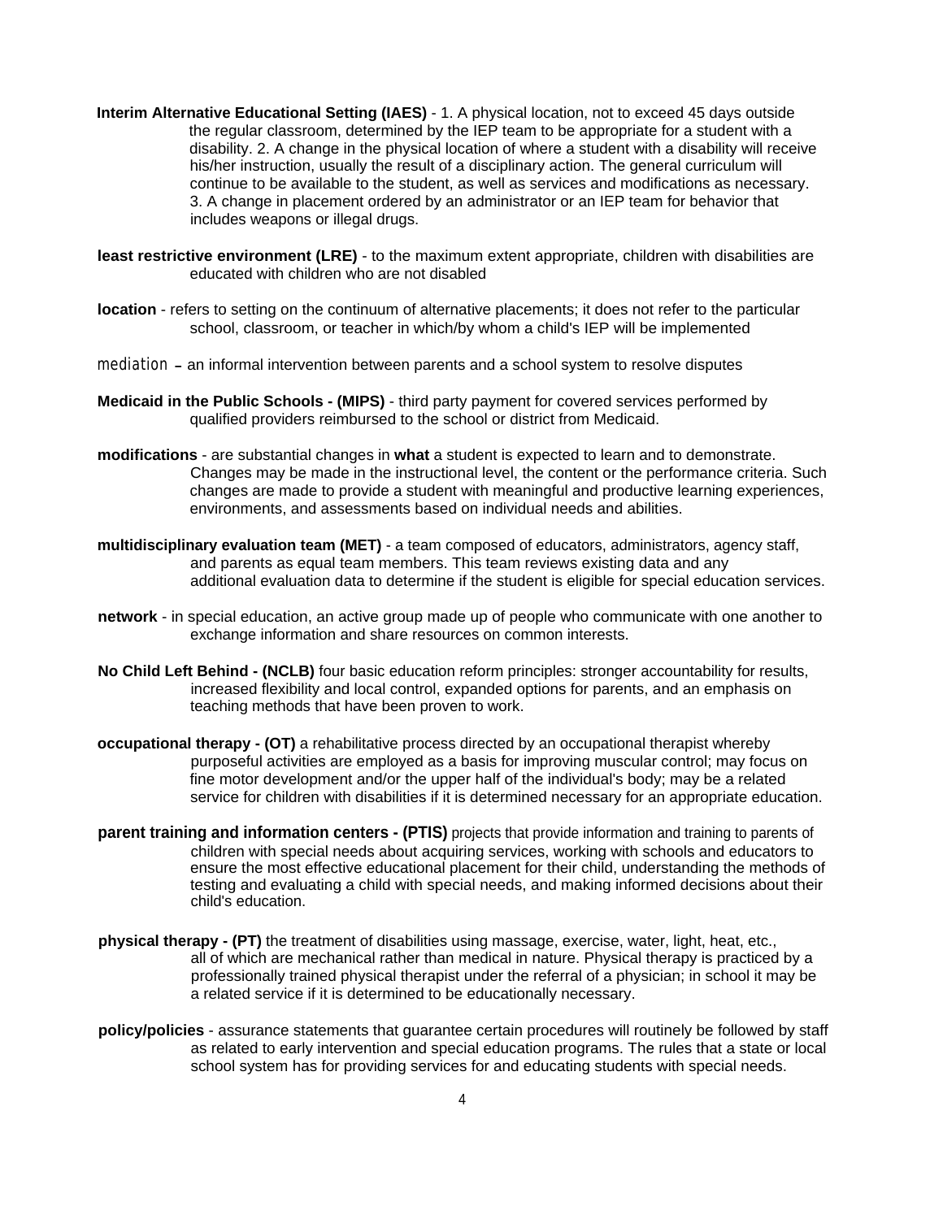**Interim Alternative Educational Setting (IAES)** - 1. A physical location, not to exceed 45 days outside the regular classroom, determined by the IEP team to be appropriate for a student with a disability. 2. A change in the physical location of where a student with a disability will receive his/her instruction, usually the result of a disciplinary action. The general curriculum will continue to be available to the student, as well as services and modifications as necessary. 3. A change in placement ordered by an administrator or an IEP team for behavior that includes weapons or illegal drugs.

**least restrictive environment (LRE)** - to the maximum extent appropriate, children with disabilities are educated with children who are not disabled

**location** - refers to setting on the continuum of alternative placements; it does not refer to the particular school, classroom, or teacher in which/by whom a child's IEP will be implemented

mediation – an informal intervention between parents and a school system to resolve disputes

**Medicaid in the Public Schools - (MIPS)** - third party payment for covered services performed by qualified providers reimbursed to the school or district from Medicaid.

**modifications** - are substantial changes in **what** a student is expected to learn and to demonstrate. Changes may be made in the instructional level, the content or the performance criteria. Such changes are made to provide a student with meaningful and productive learning experiences, environments, and assessments based on individual needs and abilities.

**multidisciplinary evaluation team (MET)** - a team composed of educators, administrators, agency staff, and parents as equal team members. This team reviews existing data and any additional evaluation data to determine if the student is eligible for special education services.

**network** - in special education, an active group made up of people who communicate with one another to exchange information and share resources on common interests.

**No Child Left Behind - (NCLB)** four basic education reform principles: stronger accountability for results, increased flexibility and local control, expanded options for parents, and an emphasis on teaching methods that have been proven to work.

**occupational therapy - (OT)** a rehabilitative process directed by an occupational therapist whereby purposeful activities are employed as a basis for improving muscular control; may focus on fine motor development and/or the upper half of the individual's body; may be a related service for children with disabilities if it is determined necessary for an appropriate education.

**parent training and information centers - (PTIS)** projects that provide information and training to parents of children with special needs about acquiring services, working with schools and educators to ensure the most effective educational placement for their child, understanding the methods of testing and evaluating a child with special needs, and making informed decisions about their child's education.

**physical therapy - (PT)** the treatment of disabilities using massage, exercise, water, light, heat, etc., all of which are mechanical rather than medical in nature. Physical therapy is practiced by a professionally trained physical therapist under the referral of a physician; in school it may be a related service if it is determined to be educationally necessary.

**policy/policies** - assurance statements that guarantee certain procedures will routinely be followed by staff as related to early intervention and special education programs. The rules that a state or local school system has for providing services for and educating students with special needs.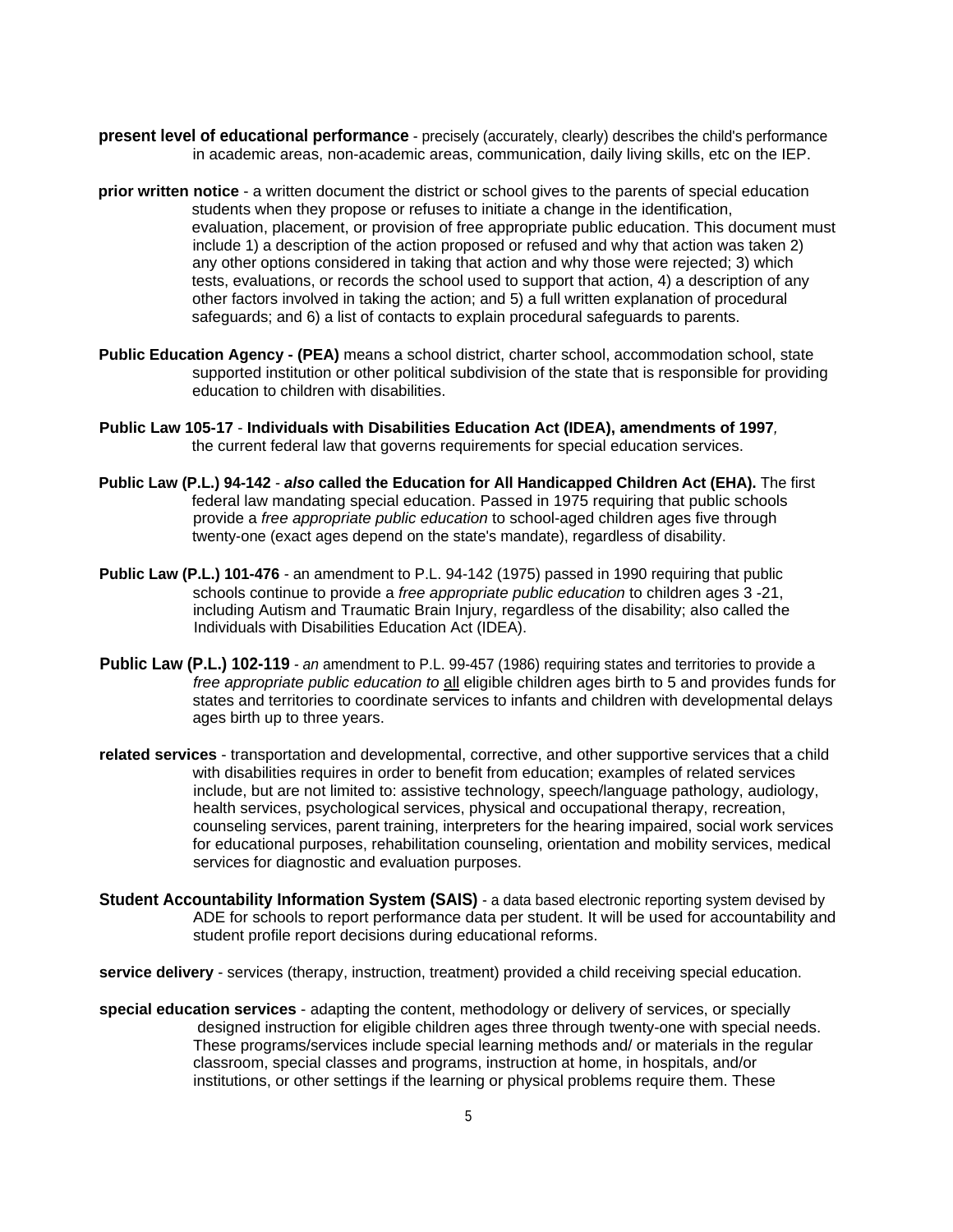**present level of educational performance** - precisely (accurately, clearly) describes the child's performance in academic areas, non-academic areas, communication, daily living skills, etc on the IEP.

**prior written notice** - a written document the district or school gives to the parents of special education students when they propose or refuses to initiate a change in the identification, evaluation, placement, or provision of free appropriate public education. This document must include 1) a description of the action proposed or refused and why that action was taken 2) any other options considered in taking that action and why those were rejected; 3) which tests, evaluations, or records the school used to support that action, 4) a description of any other factors involved in taking the action; and 5) a full written explanation of procedural safeguards; and 6) a list of contacts to explain procedural safeguards to parents.

**Public Education Agency - (PEA)** means a school district, charter school, accommodation school, state supported institution or other political subdivision of the state that is responsible for providing education to children with disabilities.

**Public Law 105-17** - **Individuals with Disabilities Education Act (IDEA), amendments of 1997**, the current federal law that governs requirements for special education services.

**Public Law (P.L.) 94-142** - ***also* called the Education for All Handicapped Children Act (EHA).** The first federal law mandating special education. Passed in 1975 requiring that public schools provide a *free appropriate public education* to school-aged children ages five through twenty-one (exact ages depend on the state's mandate), regardless of disability.

**Public Law (P.L.) 101-476** - an amendment to P.L. 94-142 (1975) passed in 1990 requiring that public schools continue to provide a *free appropriate public education* to children ages 3 -21, including Autism and Traumatic Brain Injury, regardless of the disability; also called the Individuals with Disabilities Education Act (IDEA).

**Public Law (P.L.) 102-119** - *an* amendment to P.L. 99-457 (1986) requiring states and territories to provide a *free appropriate public education to* <u>all</u> eligible children ages birth to 5 and provides funds for states and territories to coordinate services to infants and children with developmental delays ages birth up to three years.

**related services** - transportation and developmental, corrective, and other supportive services that a child with disabilities requires in order to benefit from education; examples of related services include, but are not limited to: assistive technology, speech/language pathology, audiology, health services, psychological services, physical and occupational therapy, recreation, counseling services, parent training, interpreters for the hearing impaired, social work services for educational purposes, rehabilitation counseling, orientation and mobility services, medical services for diagnostic and evaluation purposes.

**Student Accountability Information System (SAIS)** - a data based electronic reporting system devised by ADE for schools to report performance data per student. It will be used for accountability and student profile report decisions during educational reforms.

**service delivery** - services (therapy, instruction, treatment) provided a child receiving special education.

**special education services** - adapting the content, methodology or delivery of services, or specially designed instruction for eligible children ages three through twenty-one with special needs. These programs/services include special learning methods and/ or materials in the regular classroom, special classes and programs, instruction at home, in hospitals, and/or institutions, or other settings if the learning or physical problems require them. These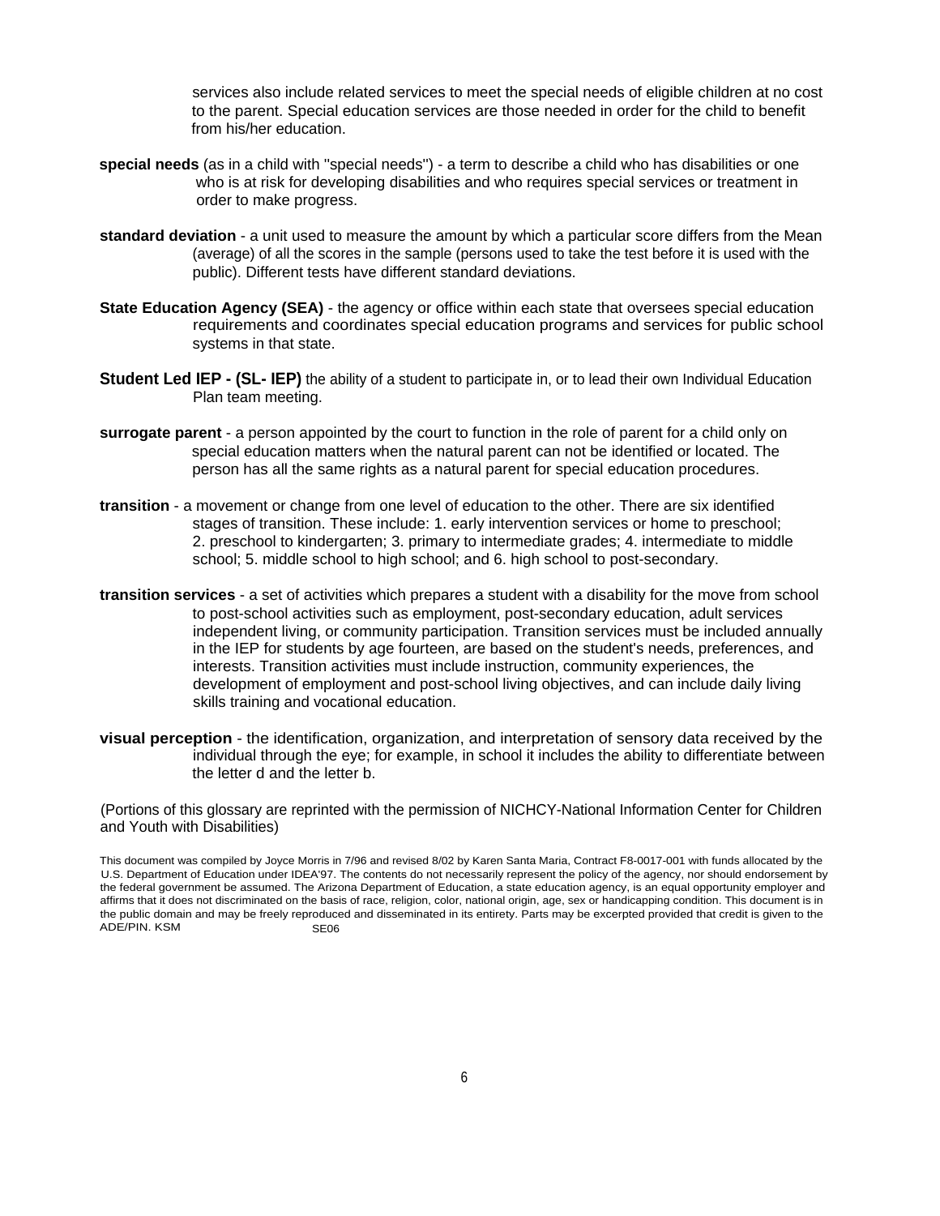services also include related services to meet the special needs of eligible children at no cost to the parent. Special education services are those needed in order for the child to benefit from his/her education.

**special needs** (as in a child with "special needs") - a term to describe a child who has disabilities or one who is at risk for developing disabilities and who requires special services or treatment in order to make progress.

**standard deviation** - a unit used to measure the amount by which a particular score differs from the Mean (average) of all the scores in the sample (persons used to take the test before it is used with the public). Different tests have different standard deviations.

**State Education Agency (SEA)** - the agency or office within each state that oversees special education requirements and coordinates special education programs and services for public school systems in that state.

**Student Led IEP - (SL- IEP)** the ability of a student to participate in, or to lead their own Individual Education Plan team meeting.

**surrogate parent** - a person appointed by the court to function in the role of parent for a child only on special education matters when the natural parent can not be identified or located. The person has all the same rights as a natural parent for special education procedures.

**transition** - a movement or change from one level of education to the other. There are six identified stages of transition. These include: 1. early intervention services or home to preschool; 2. preschool to kindergarten; 3. primary to intermediate grades; 4. intermediate to middle school; 5. middle school to high school; and 6. high school to post-secondary.

**transition services** - a set of activities which prepares a student with a disability for the move from school to post-school activities such as employment, post-secondary education, adult services independent living, or community participation. Transition services must be included annually in the IEP for students by age fourteen, are based on the student's needs, preferences, and interests. Transition activities must include instruction, community experiences, the development of employment and post-school living objectives, and can include daily living skills training and vocational education.

**visual perception** - the identification, organization, and interpretation of sensory data received by the individual through the eye; for example, in school it includes the ability to differentiate between the letter d and the letter b.

(Portions of this glossary are reprinted with the permission of NICHCY-National Information Center for Children and Youth with Disabilities)

This document was compiled by Joyce Morris in 7/96 and revised 8/02 by Karen Santa Maria, Contract F8-0017-001 with funds allocated by the U.S. Department of Education under IDEA'97. The contents do not necessarily represent the policy of the agency, nor should endorsement by the federal government be assumed. The Arizona Department of Education, a state education agency, is an equal opportunity employer and affirms that it does not discriminated on the basis of race, religion, color, national origin, age, sex or handicapping condition. This document is in the public domain and may be freely reproduced and disseminated in its entirety. Parts may be excerpted provided that credit is given to the ADE/PIN. KSM SE06